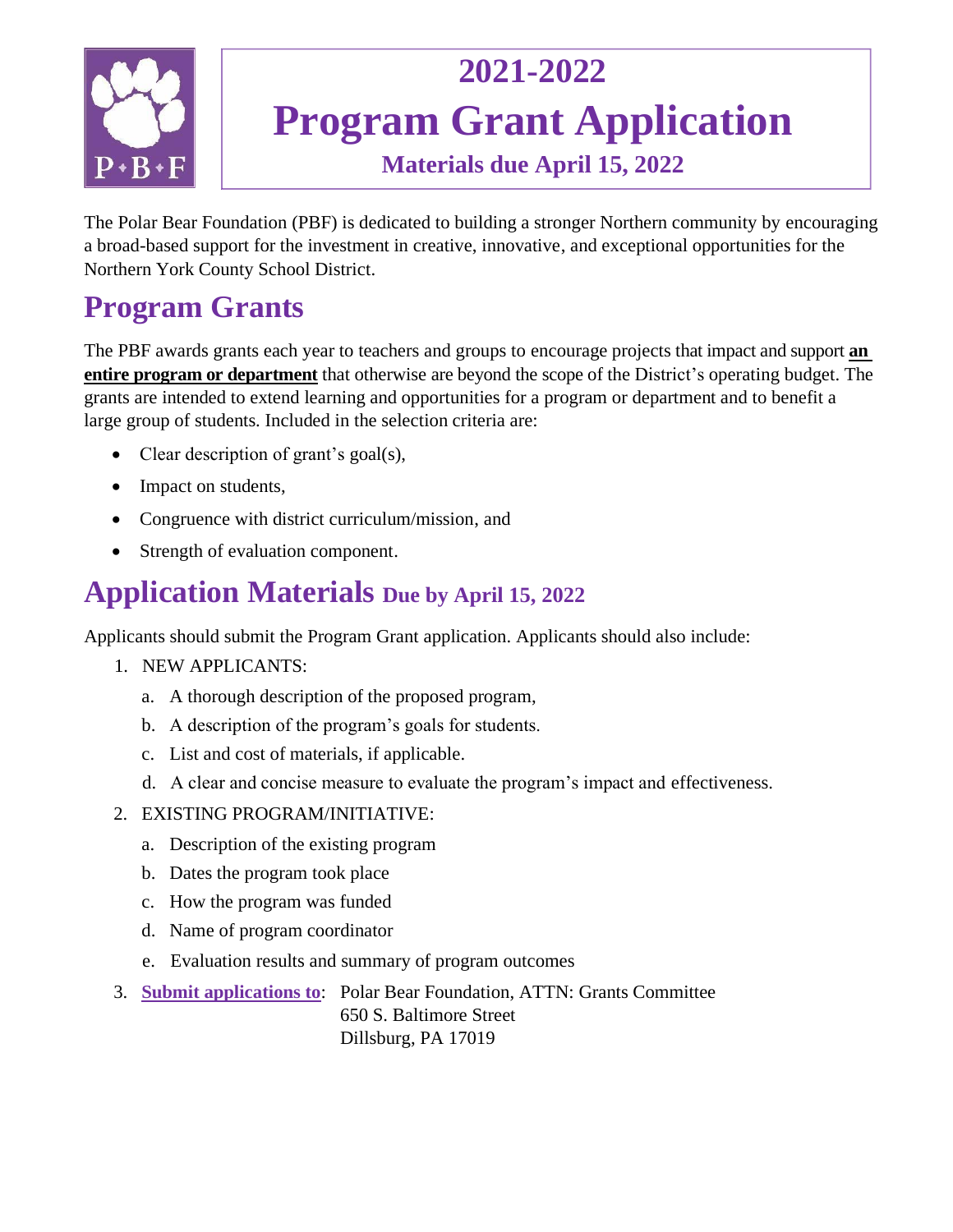# 2021-2022
# Program Grant Application
**Materials due April 15, 2022**

The Polar Bear Foundation (PBF) is dedicated to building a stronger Northern community by encouraging a broad-based support for the investment in creative, innovative, and exceptional opportunities for the Northern York County School District.

## Program Grants

The PBF awards grants each year to teachers and groups to encourage projects that impact and support **an entire program or department** that otherwise are beyond the scope of the District's operating budget. The grants are intended to extend learning and opportunities for a program or department and to benefit a large group of students. Included in the selection criteria are:

- Clear description of grant's goal(s),
- Impact on students,
- Congruence with district curriculum/mission, and
- Strength of evaluation component.

## Application Materials Due by April 15, 2022

Applicants should submit the Program Grant application. Applicants should also include:

1. NEW APPLICANTS:
   a. A thorough description of the proposed program,
   b. A description of the program's goals for students.
   c. List and cost of materials, if applicable.
   d. A clear and concise measure to evaluate the program's impact and effectiveness.
2. EXISTING PROGRAM/INITIATIVE:
   a. Description of the existing program
   b. Dates the program took place
   c. How the program was funded
   d. Name of program coordinator
   e. Evaluation results and summary of program outcomes
3. **Submit applications to**: Polar Bear Foundation, ATTN: Grants Committee
   650 S. Baltimore Street
   Dillsburg, PA 17019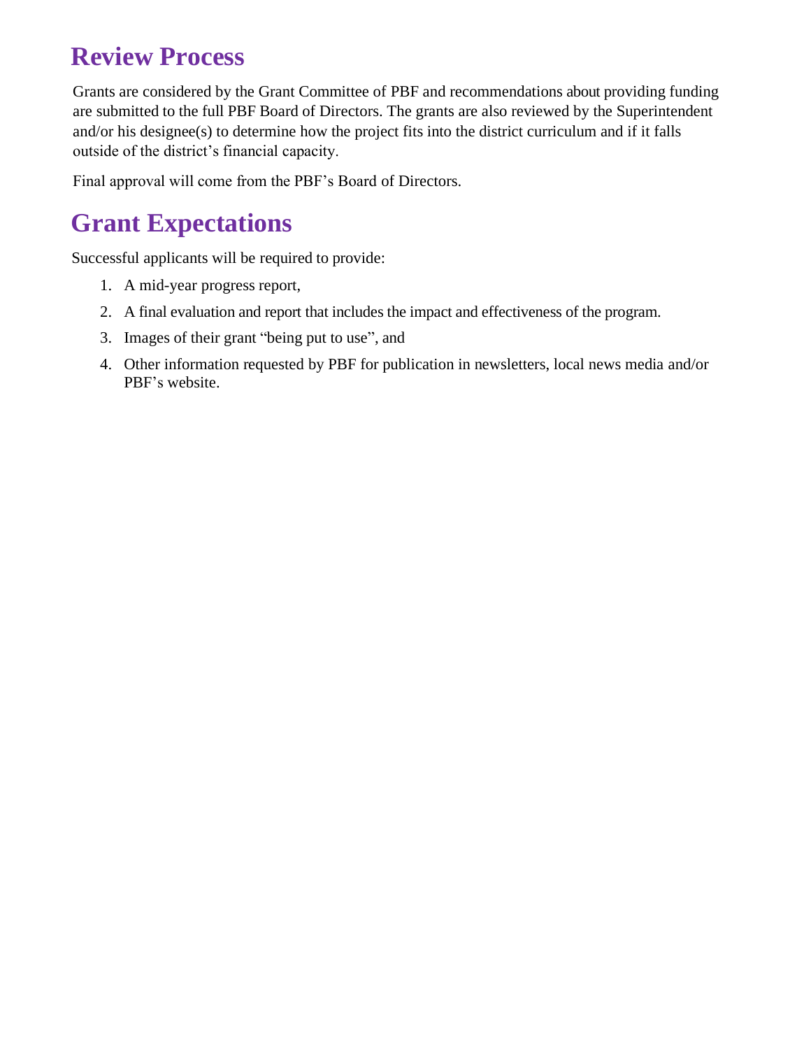## Review Process

Grants are considered by the Grant Committee of PBF and recommendations about providing funding are submitted to the full PBF Board of Directors. The grants are also reviewed by the Superintendent and/or his designee(s) to determine how the project fits into the district curriculum and if it falls outside of the district's financial capacity.

Final approval will come from the PBF's Board of Directors.

## Grant Expectations

Successful applicants will be required to provide:

1. A mid-year progress report,
2. A final evaluation and report that includes the impact and effectiveness of the program.
3. Images of their grant "being put to use", and
4. Other information requested by PBF for publication in newsletters, local news media and/or PBF's website.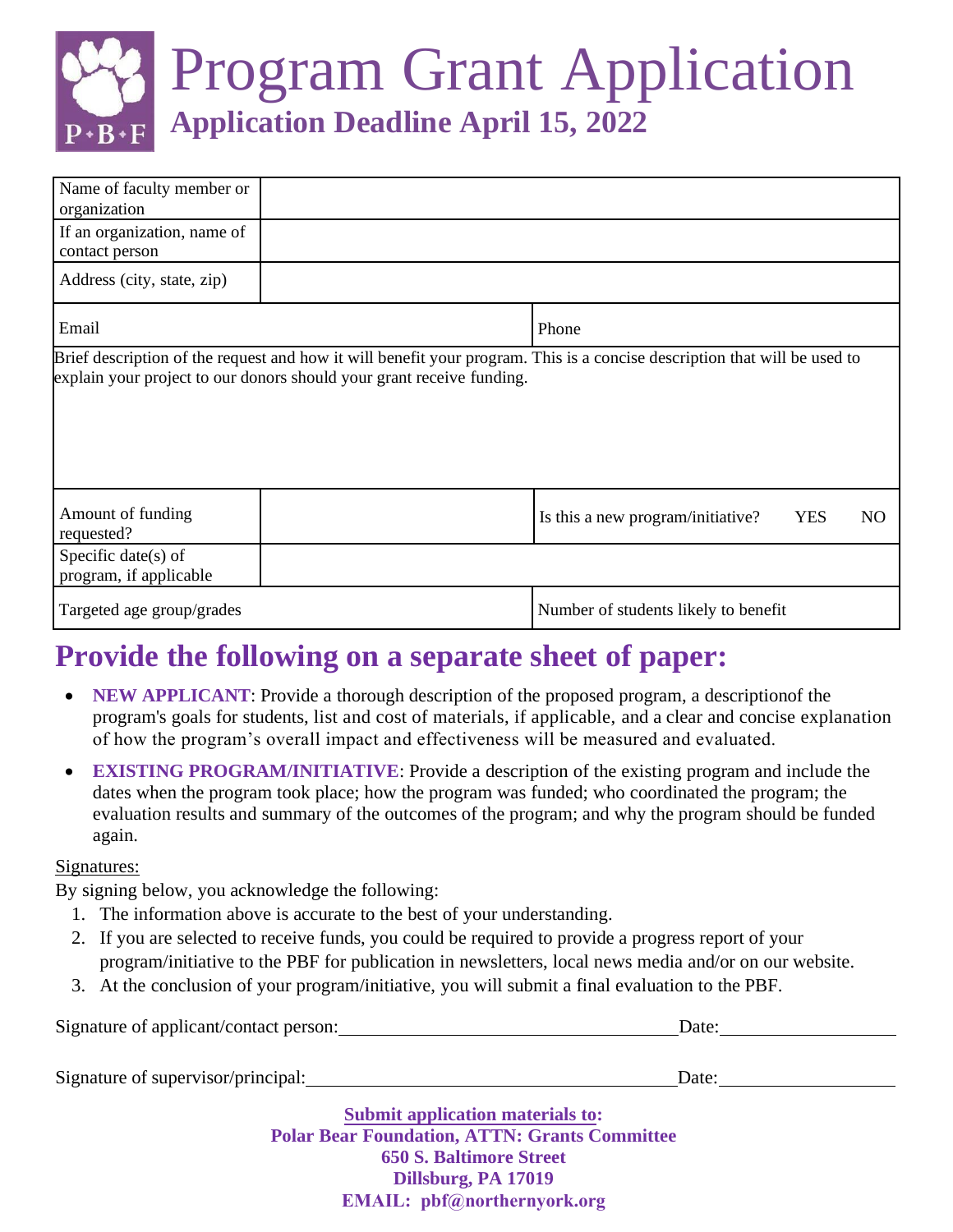# Program Grant Application

**Application Deadline April 15, 2022**

| | | | |
|---|---|---|---|
| Name of faculty member or organization | | | |
| If an organization, name of contact person | | | |
| Address (city, state, zip) | | | |
| Email | | Phone | |
| Brief description of the request and how it will benefit your program. This is a concise description that will be used to explain your project to our donors should your grant receive funding. | | | |
| Amount of funding requested? | | Is this a new program/initiative? YES NO | |
| Specific date(s) of program, if applicable | | | |
| Targeted age group/grades | | Number of students likely to benefit | |

## Provide the following on a separate sheet of paper:

- **NEW APPLICANT**: Provide a thorough description of the proposed program, a descriptionof the program's goals for students, list and cost of materials, if applicable, and a clear and concise explanation of how the program's overall impact and effectiveness will be measured and evaluated.
- **EXISTING PROGRAM/INITIATIVE**: Provide a description of the existing program and include the dates when the program took place; how the program was funded; who coordinated the program; the evaluation results and summary of the outcomes of the program; and why the program should be funded again.

Signatures:

By signing below, you acknowledge the following:

1. The information above is accurate to the best of your understanding.
2. If you are selected to receive funds, you could be required to provide a progress report of your program/initiative to the PBF for publication in newsletters, local news media and/or on our website.
3. At the conclusion of your program/initiative, you will submit a final evaluation to the PBF.

Signature of applicant/contact person:\_\_\_\_\_\_\_\_\_\_\_\_\_\_\_\_\_\_\_\_\_\_\_\_\_\_\_\_\_\_ Date:\_\_\_\_\_\_\_\_\_\_\_\_\_\_\_

Signature of supervisor/principal:\_\_\_\_\_\_\_\_\_\_\_\_\_\_\_\_\_\_\_\_\_\_\_\_\_\_\_\_\_\_\_\_\_ Date:\_\_\_\_\_\_\_\_\_\_\_\_\_\_\_

**Submit application materials to:**
**Polar Bear Foundation, ATTN: Grants Committee**
**650 S. Baltimore Street**
**Dillsburg, PA 17019**
**EMAIL: pbf@northernyork.org**